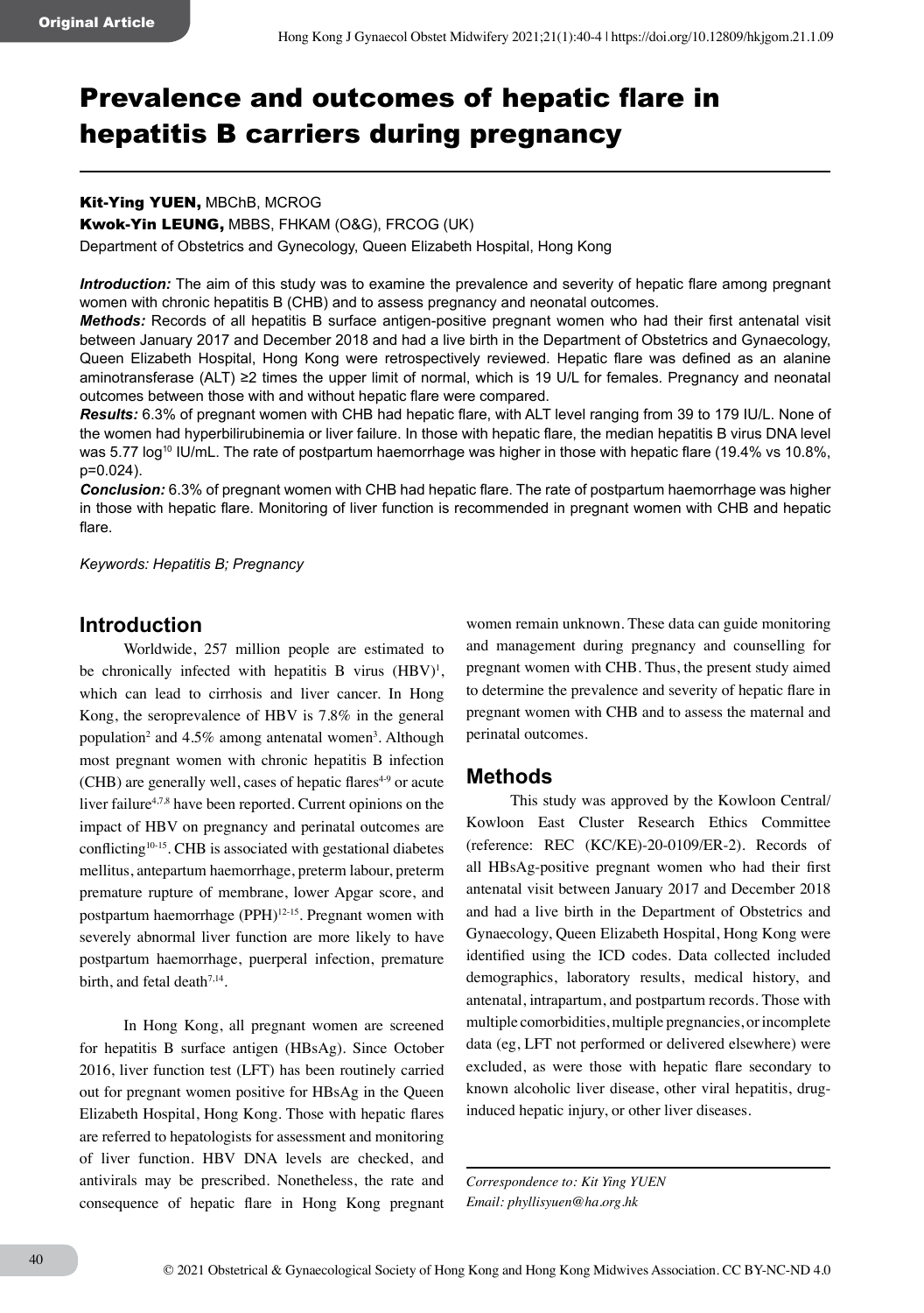Original Article

# Prevalence and outcomes of hepatic flare in hepatitis B carriers during pregnancy

**Kit-Ying YUEN,** MBChB, MCROG

**Kwok-Yin LEUNG,** MBBS, FHKAM (O&G), FRCOG (UK)

Department of Obstetrics and Gynecology, Queen Elizabeth Hospital, Hong Kong

***Introduction:*** The aim of this study was to examine the prevalence and severity of hepatic flare among pregnant women with chronic hepatitis B (CHB) and to assess pregnancy and neonatal outcomes.

***Methods:*** Records of all hepatitis B surface antigen-positive pregnant women who had their first antenatal visit between January 2017 and December 2018 and had a live birth in the Department of Obstetrics and Gynaecology, Queen Elizabeth Hospital, Hong Kong were retrospectively reviewed. Hepatic flare was defined as an alanine aminotransferase (ALT) ≥2 times the upper limit of normal, which is 19 U/L for females. Pregnancy and neonatal outcomes between those with and without hepatic flare were compared.

***Results:*** 6.3% of pregnant women with CHB had hepatic flare, with ALT level ranging from 39 to 179 IU/L. None of the women had hyperbilirubinemia or liver failure. In those with hepatic flare, the median hepatitis B virus DNA level was 5.77 $\log^{10}$ IU/mL. The rate of postpartum haemorrhage was higher in those with hepatic flare (19.4% vs 10.8%, p=0.024).

***Conclusion:*** 6.3% of pregnant women with CHB had hepatic flare. The rate of postpartum haemorrhage was higher in those with hepatic flare. Monitoring of liver function is recommended in pregnant women with CHB and hepatic flare.

*Keywords: Hepatitis B; Pregnancy*

## Introduction

Worldwide, 257 million people are estimated to be chronically infected with hepatitis B virus (HBV)[1], which can lead to cirrhosis and liver cancer. In Hong Kong, the seroprevalence of HBV is 7.8% in the general population[2] and 4.5% among antenatal women[3]. Although most pregnant women with chronic hepatitis B infection (CHB) are generally well, cases of hepatic flares[4-9] or acute liver failure[4,7,8] have been reported. Current opinions on the impact of HBV on pregnancy and perinatal outcomes are conflicting[10-15]. CHB is associated with gestational diabetes mellitus, antepartum haemorrhage, preterm labour, preterm premature rupture of membrane, lower Apgar score, and postpartum haemorrhage (PPH)[12-15]. Pregnant women with severely abnormal liver function are more likely to have postpartum haemorrhage, puerperal infection, premature birth, and fetal death[7,14].

In Hong Kong, all pregnant women are screened for hepatitis B surface antigen (HBsAg). Since October 2016, liver function test (LFT) has been routinely carried out for pregnant women positive for HBsAg in the Queen Elizabeth Hospital, Hong Kong. Those with hepatic flares are referred to hepatologists for assessment and monitoring of liver function. HBV DNA levels are checked, and antivirals may be prescribed. Nonetheless, the rate and consequence of hepatic flare in Hong Kong pregnant women remain unknown. These data can guide monitoring and management during pregnancy and counselling for pregnant women with CHB. Thus, the present study aimed to determine the prevalence and severity of hepatic flare in pregnant women with CHB and to assess the maternal and perinatal outcomes.

## Methods

This study was approved by the Kowloon Central/Kowloon East Cluster Research Ethics Committee (reference: REC (KC/KE)-20-0109/ER-2). Records of all HBsAg-positive pregnant women who had their first antenatal visit between January 2017 and December 2018 and had a live birth in the Department of Obstetrics and Gynaecology, Queen Elizabeth Hospital, Hong Kong were identified using the ICD codes. Data collected included demographics, laboratory results, medical history, and antenatal, intrapartum, and postpartum records. Those with multiple comorbidities, multiple pregnancies, or incomplete data (eg, LFT not performed or delivered elsewhere) were excluded, as were those with hepatic flare secondary to known alcoholic liver disease, other viral hepatitis, drug-induced hepatic injury, or other liver diseases.

*Correspondence to: Kit Ying YUEN*
*Email: phyllisyuen@ha.org.hk*

© 2021 Obstetrical & Gynaecological Society of Hong Kong and Hong Kong Midwives Association. CC BY-NC-ND 4.0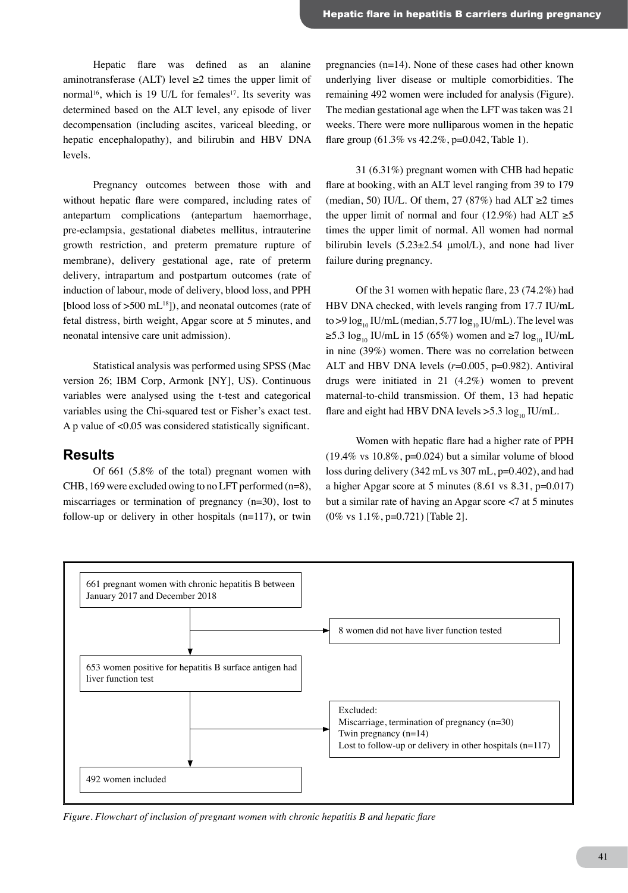Hepatic flare was defined as an alanine aminotransferase (ALT) level ≥2 times the upper limit of normal[16], which is 19 U/L for females[17]. Its severity was determined based on the ALT level, any episode of liver decompensation (including ascites, variceal bleeding, or hepatic encephalopathy), and bilirubin and HBV DNA levels.

Pregnancy outcomes between those with and without hepatic flare were compared, including rates of antepartum complications (antepartum haemorrhage, pre-eclampsia, gestational diabetes mellitus, intrauterine growth restriction, and preterm premature rupture of membrane), delivery gestational age, rate of preterm delivery, intrapartum and postpartum outcomes (rate of induction of labour, mode of delivery, blood loss, and PPH [blood loss of >500 mL[18]]), and neonatal outcomes (rate of fetal distress, birth weight, Apgar score at 5 minutes, and neonatal intensive care unit admission).

Statistical analysis was performed using SPSS (Mac version 26; IBM Corp, Armonk [NY], US). Continuous variables were analysed using the t-test and categorical variables using the Chi-squared test or Fisher's exact test. A p value of <0.05 was considered statistically significant.

## Results

Of 661 (5.8% of the total) pregnant women with CHB, 169 were excluded owing to no LFT performed (n=8), miscarriages or termination of pregnancy (n=30), lost to follow-up or delivery in other hospitals (n=117), or twin pregnancies (n=14). None of these cases had other known underlying liver disease or multiple comorbidities. The remaining 492 women were included for analysis (Figure). The median gestational age when the LFT was taken was 21 weeks. There were more nulliparous women in the hepatic flare group (61.3% vs 42.2%, p=0.042, Table 1).

31 (6.31%) pregnant women with CHB had hepatic flare at booking, with an ALT level ranging from 39 to 179 (median, 50) IU/L. Of them, 27 (87%) had ALT ≥2 times the upper limit of normal and four (12.9%) had ALT ≥5 times the upper limit of normal. All women had normal bilirubin levels (5.23±2.54 μmol/L), and none had liver failure during pregnancy.

Of the 31 women with hepatic flare, 23 (74.2%) had HBV DNA checked, with levels ranging from 17.7 IU/mL to >9 $\log_{10}$ IU/mL (median, 5.77 $\log_{10}$ IU/mL). The level was ≥5.3 $\log_{10}$ IU/mL in 15 (65%) women and ≥7 $\log_{10}$ IU/mL in nine (39%) women. There was no correlation between ALT and HBV DNA levels ($r$=0.005, p=0.982). Antiviral drugs were initiated in 21 (4.2%) women to prevent maternal-to-child transmission. Of them, 13 had hepatic flare and eight had HBV DNA levels >5.3 $\log_{10}$ IU/mL.

Women with hepatic flare had a higher rate of PPH (19.4% vs 10.8%, p=0.024) but a similar volume of blood loss during delivery (342 mL vs 307 mL, p=0.402), and had a higher Apgar score at 5 minutes (8.61 vs 8.31, p=0.017) but a similar rate of having an Apgar score <7 at 5 minutes (0% vs 1.1%, p=0.721) [Table 2].

661 pregnant women with chronic hepatitis B between January 2017 and December 2018
→ 8 women did not have liver function tested

653 women positive for hepatitis B surface antigen had liver function test
→ Excluded:
Miscarriage, termination of pregnancy (n=30)
Twin pregnancy (n=14)
Lost to follow-up or delivery in other hospitals (n=117)

492 women included

*Figure. Flowchart of inclusion of pregnant women with chronic hepatitis B and hepatic flare*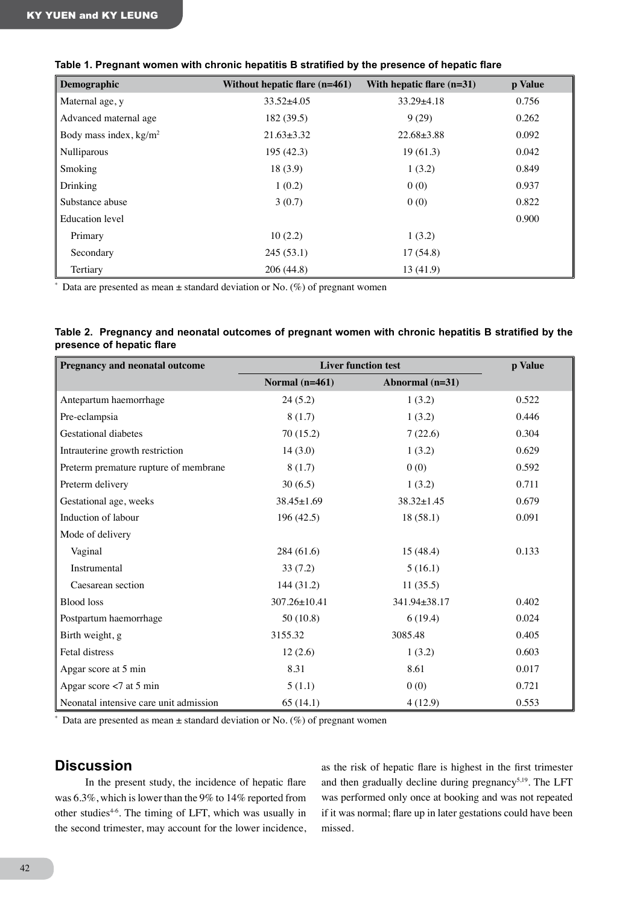**Table 1. Pregnant women with chronic hepatitis B stratified by the presence of hepatic flare**

| Demographic | Without hepatic flare (n=461) | With hepatic flare (n=31) | p Value |
|---|---|---|---|
| Maternal age, y | 33.52±4.05 | 33.29±4.18 | 0.756 |
| Advanced maternal age | 182 (39.5) | 9 (29) | 0.262 |
| Body mass index, kg/m$^2$ | 21.63±3.32 | 22.68±3.88 | 0.092 |
| Nulliparous | 195 (42.3) | 19 (61.3) | 0.042 |
| Smoking | 18 (3.9) | 1 (3.2) | 0.849 |
| Drinking | 1 (0.2) | 0 (0) | 0.937 |
| Substance abuse | 3 (0.7) | 0 (0) | 0.822 |
| Education level | | | 0.900 |
| Primary | 10 (2.2) | 1 (3.2) | |
| Secondary | 245 (53.1) | 17 (54.8) | |
| Tertiary | 206 (44.8) | 13 (41.9) | |

\* Data are presented as mean ± standard deviation or No. (%) of pregnant women

**Table 2. Pregnancy and neonatal outcomes of pregnant women with chronic hepatitis B stratified by the presence of hepatic flare**

| Pregnancy and neonatal outcome | Liver function test | | p Value |
|---|---|---|---|
| | Normal (n=461) | Abnormal (n=31) | |
| Antepartum haemorrhage | 24 (5.2) | 1 (3.2) | 0.522 |
| Pre-eclampsia | 8 (1.7) | 1 (3.2) | 0.446 |
| Gestational diabetes | 70 (15.2) | 7 (22.6) | 0.304 |
| Intrauterine growth restriction | 14 (3.0) | 1 (3.2) | 0.629 |
| Preterm premature rupture of membrane | 8 (1.7) | 0 (0) | 0.592 |
| Preterm delivery | 30 (6.5) | 1 (3.2) | 0.711 |
| Gestational age, weeks | 38.45±1.69 | 38.32±1.45 | 0.679 |
| Induction of labour | 196 (42.5) | 18 (58.1) | 0.091 |
| Mode of delivery | | | |
| Vaginal | 284 (61.6) | 15 (48.4) | 0.133 |
| Instrumental | 33 (7.2) | 5 (16.1) | |
| Caesarean section | 144 (31.2) | 11 (35.5) | |
| Blood loss | 307.26±10.41 | 341.94±38.17 | 0.402 |
| Postpartum haemorrhage | 50 (10.8) | 6 (19.4) | 0.024 |
| Birth weight, g | 3155.32 | 3085.48 | 0.405 |
| Fetal distress | 12 (2.6) | 1 (3.2) | 0.603 |
| Apgar score at 5 min | 8.31 | 8.61 | 0.017 |
| Apgar score <7 at 5 min | 5 (1.1) | 0 (0) | 0.721 |
| Neonatal intensive care unit admission | 65 (14.1) | 4 (12.9) | 0.553 |

\* Data are presented as mean ± standard deviation or No. (%) of pregnant women

## Discussion

In the present study, the incidence of hepatic flare was 6.3%, which is lower than the 9% to 14% reported from other studies[4-6]. The timing of LFT, which was usually in the second trimester, may account for the lower incidence, as the risk of hepatic flare is highest in the first trimester and then gradually decline during pregnancy[5,19]. The LFT was performed only once at booking and was not repeated if it was normal; flare up in later gestations could have been missed.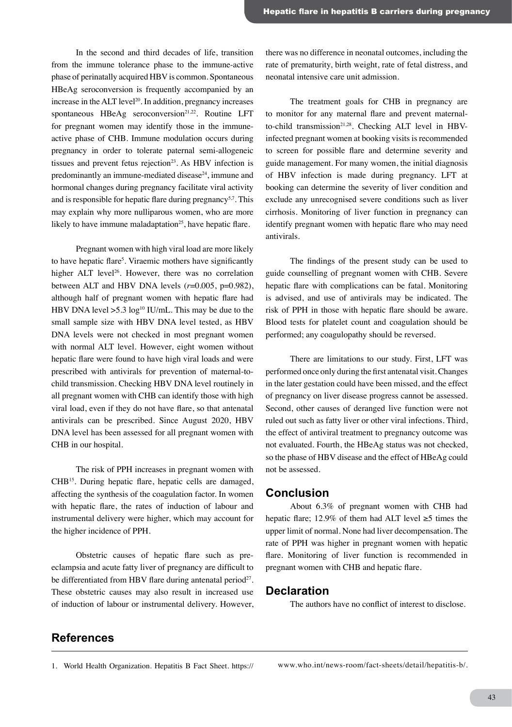In the second and third decades of life, transition from the immune tolerance phase to the immune-active phase of perinatally acquired HBV is common. Spontaneous HBeAg seroconversion is frequently accompanied by an increase in the ALT level[20]. In addition, pregnancy increases spontaneous HBeAg seroconversion[21,22]. Routine LFT for pregnant women may identify those in the immune-active phase of CHB. Immune modulation occurs during pregnancy in order to tolerate paternal semi-allogeneic tissues and prevent fetus rejection[23]. As HBV infection is predominantly an immune-mediated disease[24], immune and hormonal changes during pregnancy facilitate viral activity and is responsible for hepatic flare during pregnancy[5,7]. This may explain why more nulliparous women, who are more likely to have immune maladaptation[25], have hepatic flare.

Pregnant women with high viral load are more likely to have hepatic flare[5]. Viraemic mothers have significantly higher ALT level[26]. However, there was no correlation between ALT and HBV DNA levels ($r$=0.005, p=0.982), although half of pregnant women with hepatic flare had HBV DNA level >5.3 $\log^{10}$ IU/mL. This may be due to the small sample size with HBV DNA level tested, as HBV DNA levels were not checked in most pregnant women with normal ALT level. However, eight women without hepatic flare were found to have high viral loads and were prescribed with antivirals for prevention of maternal-to-child transmission. Checking HBV DNA level routinely in all pregnant women with CHB can identify those with high viral load, even if they do not have flare, so that antenatal antivirals can be prescribed. Since August 2020, HBV DNA level has been assessed for all pregnant women with CHB in our hospital.

The risk of PPH increases in pregnant women with CHB[15]. During hepatic flare, hepatic cells are damaged, affecting the synthesis of the coagulation factor. In women with hepatic flare, the rates of induction of labour and instrumental delivery were higher, which may account for the higher incidence of PPH.

Obstetric causes of hepatic flare such as pre-eclampsia and acute fatty liver of pregnancy are difficult to be differentiated from HBV flare during antenatal period[27]. These obstetric causes may also result in increased use of induction of labour or instrumental delivery. However, there was no difference in neonatal outcomes, including the rate of prematurity, birth weight, rate of fetal distress, and neonatal intensive care unit admission.

The treatment goals for CHB in pregnancy are to monitor for any maternal flare and prevent maternal-to-child transmission[21,28]. Checking ALT level in HBV-infected pregnant women at booking visits is recommended to screen for possible flare and determine severity and guide management. For many women, the initial diagnosis of HBV infection is made during pregnancy. LFT at booking can determine the severity of liver condition and exclude any unrecognised severe conditions such as liver cirrhosis. Monitoring of liver function in pregnancy can identify pregnant women with hepatic flare who may need antivirals.

The findings of the present study can be used to guide counselling of pregnant women with CHB. Severe hepatic flare with complications can be fatal. Monitoring is advised, and use of antivirals may be indicated. The risk of PPH in those with hepatic flare should be aware. Blood tests for platelet count and coagulation should be performed; any coagulopathy should be reversed.

There are limitations to our study. First, LFT was performed once only during the first antenatal visit. Changes in the later gestation could have been missed, and the effect of pregnancy on liver disease progress cannot be assessed. Second, other causes of deranged live function were not ruled out such as fatty liver or other viral infections. Third, the effect of antiviral treatment to pregnancy outcome was not evaluated. Fourth, the HBeAg status was not checked, so the phase of HBV disease and the effect of HBeAg could not be assessed.

## Conclusion

About 6.3% of pregnant women with CHB had hepatic flare; 12.9% of them had ALT level ≥5 times the upper limit of normal. None had liver decompensation. The rate of PPH was higher in pregnant women with hepatic flare. Monitoring of liver function is recommended in pregnant women with CHB and hepatic flare.

## Declaration

The authors have no conflict of interest to disclose.

## References

1. World Health Organization. Hepatitis B Fact Sheet. https://www.who.int/news-room/fact-sheets/detail/hepatitis-b/.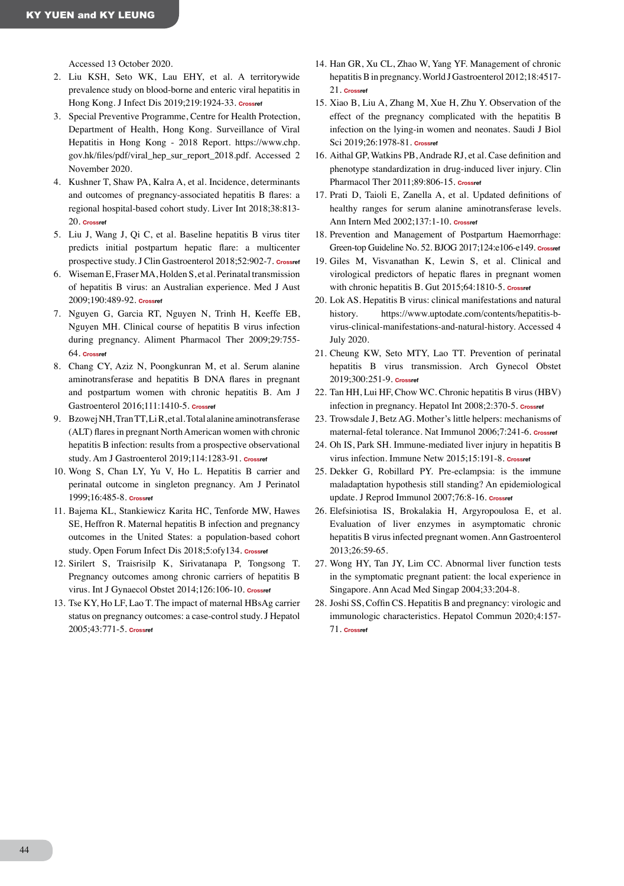Accessed 13 October 2020.

2. Liu KSH, Seto WK, Lau EHY, et al. A territorywide prevalence study on blood-borne and enteric viral hepatitis in Hong Kong. J Infect Dis 2019;219:1924-33. Crossref
3. Special Preventive Programme, Centre for Health Protection, Department of Health, Hong Kong. Surveillance of Viral Hepatitis in Hong Kong - 2018 Report. https://www.chp.gov.hk/files/pdf/viral_hep_sur_report_2018.pdf. Accessed 2 November 2020.
4. Kushner T, Shaw PA, Kalra A, et al. Incidence, determinants and outcomes of pregnancy-associated hepatitis B flares: a regional hospital-based cohort study. Liver Int 2018;38:813-20. Crossref
5. Liu J, Wang J, Qi C, et al. Baseline hepatitis B virus titer predicts initial postpartum hepatic flare: a multicenter prospective study. J Clin Gastroenterol 2018;52:902-7. Crossref
6. Wiseman E, Fraser MA, Holden S, et al. Perinatal transmission of hepatitis B virus: an Australian experience. Med J Aust 2009;190:489-92. Crossref
7. Nguyen G, Garcia RT, Nguyen N, Trinh H, Keeffe EB, Nguyen MH. Clinical course of hepatitis B virus infection during pregnancy. Aliment Pharmacol Ther 2009;29:755-64. Crossref
8. Chang CY, Aziz N, Poongkunran M, et al. Serum alanine aminotransferase and hepatitis B DNA flares in pregnant and postpartum women with chronic hepatitis B. Am J Gastroenterol 2016;111:1410-5. Crossref
9. Bzowej NH, Tran TT, Li R, et al. Total alanine aminotransferase (ALT) flares in pregnant North American women with chronic hepatitis B infection: results from a prospective observational study. Am J Gastroenterol 2019;114:1283-91. Crossref
10. Wong S, Chan LY, Yu V, Ho L. Hepatitis B carrier and perinatal outcome in singleton pregnancy. Am J Perinatol 1999;16:485-8. Crossref
11. Bajema KL, Stankiewicz Karita HC, Tenforde MW, Hawes SE, Heffron R. Maternal hepatitis B infection and pregnancy outcomes in the United States: a population-based cohort study. Open Forum Infect Dis 2018;5:ofy134. Crossref
12. Sirilert S, Traisrisilp K, Sirivatanapa P, Tongsong T. Pregnancy outcomes among chronic carriers of hepatitis B virus. Int J Gynaecol Obstet 2014;126:106-10. Crossref
13. Tse KY, Ho LF, Lao T. The impact of maternal HBsAg carrier status on pregnancy outcomes: a case-control study. J Hepatol 2005;43:771-5. Crossref
14. Han GR, Xu CL, Zhao W, Yang YF. Management of chronic hepatitis B in pregnancy. World J Gastroenterol 2012;18:4517-21. Crossref
15. Xiao B, Liu A, Zhang M, Xue H, Zhu Y. Observation of the effect of the pregnancy complicated with the hepatitis B infection on the lying-in women and neonates. Saudi J Biol Sci 2019;26:1978-81. Crossref
16. Aithal GP, Watkins PB, Andrade RJ, et al. Case definition and phenotype standardization in drug-induced liver injury. Clin Pharmacol Ther 2011;89:806-15. Crossref
17. Prati D, Taioli E, Zanella A, et al. Updated definitions of healthy ranges for serum alanine aminotransferase levels. Ann Intern Med 2002;137:1-10. Crossref
18. Prevention and Management of Postpartum Haemorrhage: Green-top Guideline No. 52. BJOG 2017;124:e106-e149. Crossref
19. Giles M, Visvanathan K, Lewin S, et al. Clinical and virological predictors of hepatic flares in pregnant women with chronic hepatitis B. Gut 2015;64:1810-5. Crossref
20. Lok AS. Hepatitis B virus: clinical manifestations and natural history. https://www.uptodate.com/contents/hepatitis-b-virus-clinical-manifestations-and-natural-history. Accessed 4 July 2020.
21. Cheung KW, Seto MTY, Lao TT. Prevention of perinatal hepatitis B virus transmission. Arch Gynecol Obstet 2019;300:251-9. Crossref
22. Tan HH, Lui HF, Chow WC. Chronic hepatitis B virus (HBV) infection in pregnancy. Hepatol Int 2008;2:370-5. Crossref
23. Trowsdale J, Betz AG. Mother's little helpers: mechanisms of maternal-fetal tolerance. Nat Immunol 2006;7:241-6. Crossref
24. Oh IS, Park SH. Immune-mediated liver injury in hepatitis B virus infection. Immune Netw 2015;15:191-8. Crossref
25. Dekker G, Robillard PY. Pre-eclampsia: is the immune maladaptation hypothesis still standing? An epidemiological update. J Reprod Immunol 2007;76:8-16. Crossref
26. Elefsiniotisa IS, Brokalakia H, Argyropoulosa E, et al. Evaluation of liver enzymes in asymptomatic chronic hepatitis B virus infected pregnant women. Ann Gastroenterol 2013;26:59-65.
27. Wong HY, Tan JY, Lim CC. Abnormal liver function tests in the symptomatic pregnant patient: the local experience in Singapore. Ann Acad Med Singap 2004;33:204-8.
28. Joshi SS, Coffin CS. Hepatitis B and pregnancy: virologic and immunologic characteristics. Hepatol Commun 2020;4:157-71. Crossref